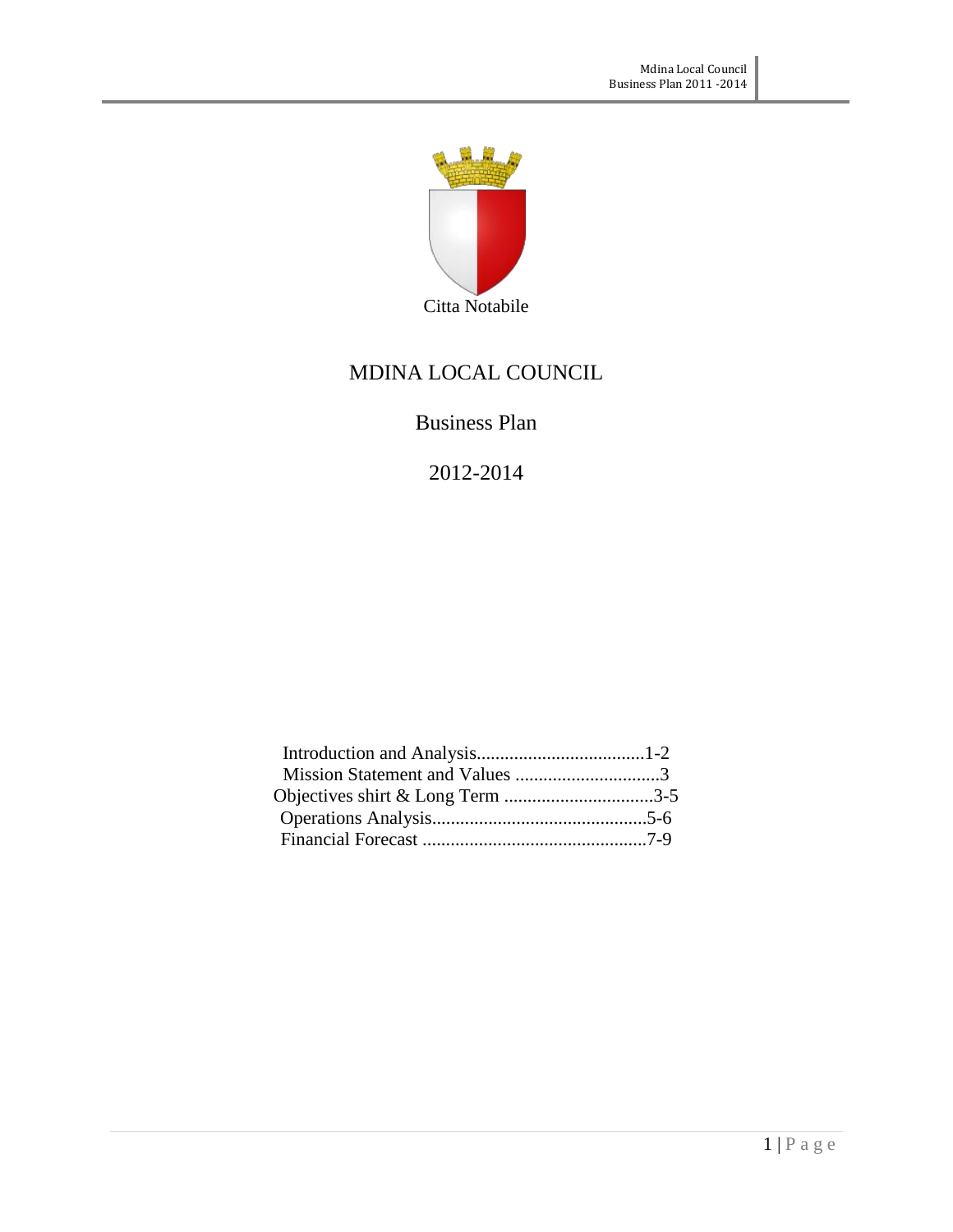Citta Notabile

# MDINA LOCAL COUNCIL

## Business Plan

## 2012-2014

Introduction and Analysis....................................1-2
Mission Statement and Values ...............................3
Objectives shirt & Long Term ................................3-5
Operations Analysis..............................................5-6
Financial Forecast ................................................7-9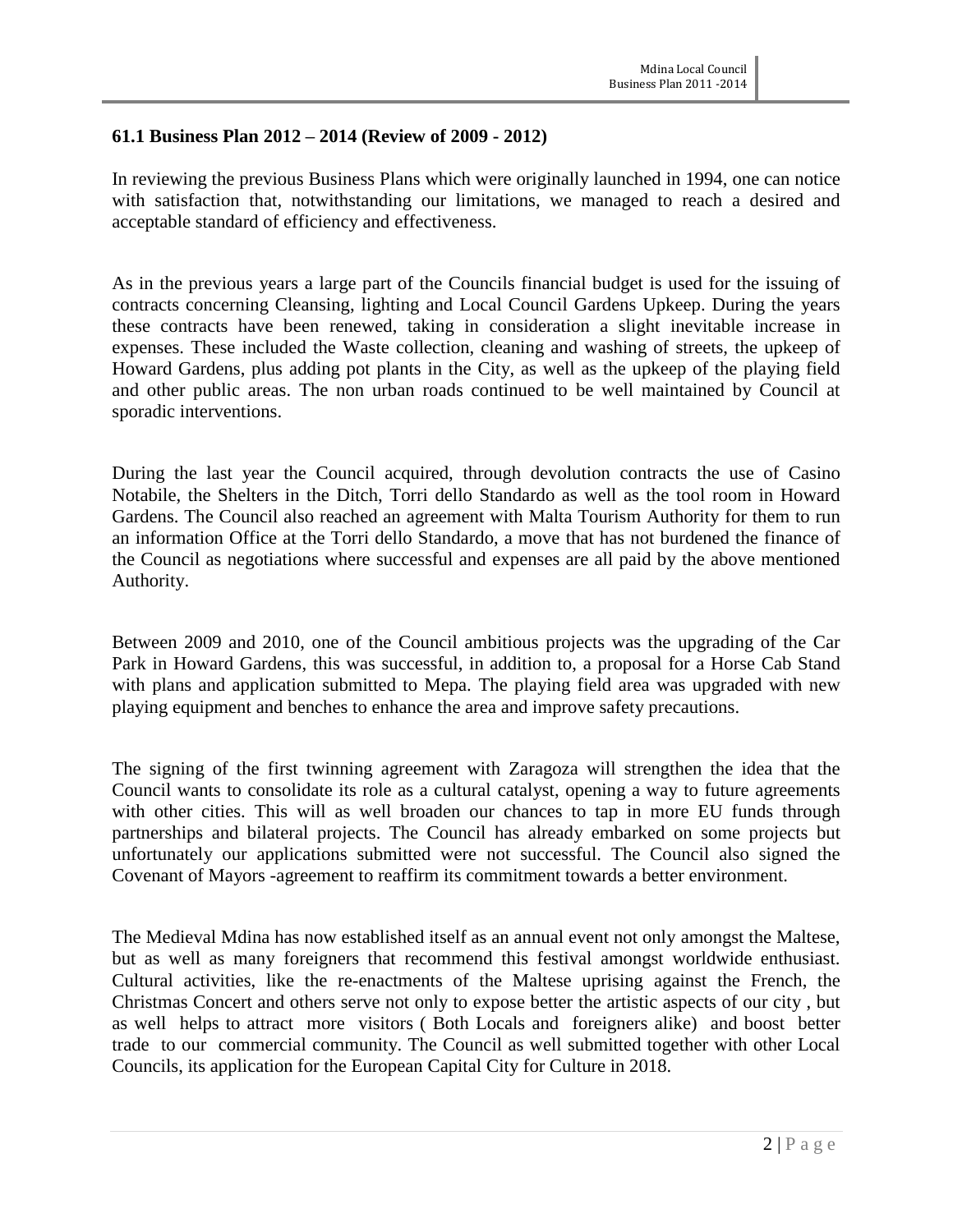## 61.1 Business Plan 2012 – 2014 (Review of 2009 - 2012)

In reviewing the previous Business Plans which were originally launched in 1994, one can notice with satisfaction that, notwithstanding our limitations, we managed to reach a desired and acceptable standard of efficiency and effectiveness.

As in the previous years a large part of the Councils financial budget is used for the issuing of contracts concerning Cleansing, lighting and Local Council Gardens Upkeep. During the years these contracts have been renewed, taking in consideration a slight inevitable increase in expenses. These included the Waste collection, cleaning and washing of streets, the upkeep of Howard Gardens, plus adding pot plants in the City, as well as the upkeep of the playing field and other public areas. The non urban roads continued to be well maintained by Council at sporadic interventions.

During the last year the Council acquired, through devolution contracts the use of Casino Notabile, the Shelters in the Ditch, Torri dello Standardo as well as the tool room in Howard Gardens. The Council also reached an agreement with Malta Tourism Authority for them to run an information Office at the Torri dello Standardo, a move that has not burdened the finance of the Council as negotiations where successful and expenses are all paid by the above mentioned Authority.

Between 2009 and 2010, one of the Council ambitious projects was the upgrading of the Car Park in Howard Gardens, this was successful, in addition to, a proposal for a Horse Cab Stand with plans and application submitted to Mepa. The playing field area was upgraded with new playing equipment and benches to enhance the area and improve safety precautions.

The signing of the first twinning agreement with Zaragoza will strengthen the idea that the Council wants to consolidate its role as a cultural catalyst, opening a way to future agreements with other cities. This will as well broaden our chances to tap in more EU funds through partnerships and bilateral projects. The Council has already embarked on some projects but unfortunately our applications submitted were not successful. The Council also signed the Covenant of Mayors -agreement to reaffirm its commitment towards a better environment.

The Medieval Mdina has now established itself as an annual event not only amongst the Maltese, but as well as many foreigners that recommend this festival amongst worldwide enthusiast. Cultural activities, like the re-enactments of the Maltese uprising against the French, the Christmas Concert and others serve not only to expose better the artistic aspects of our city , but as well helps to attract more visitors ( Both Locals and foreigners alike) and boost better trade to our commercial community. The Council as well submitted together with other Local Councils, its application for the European Capital City for Culture in 2018.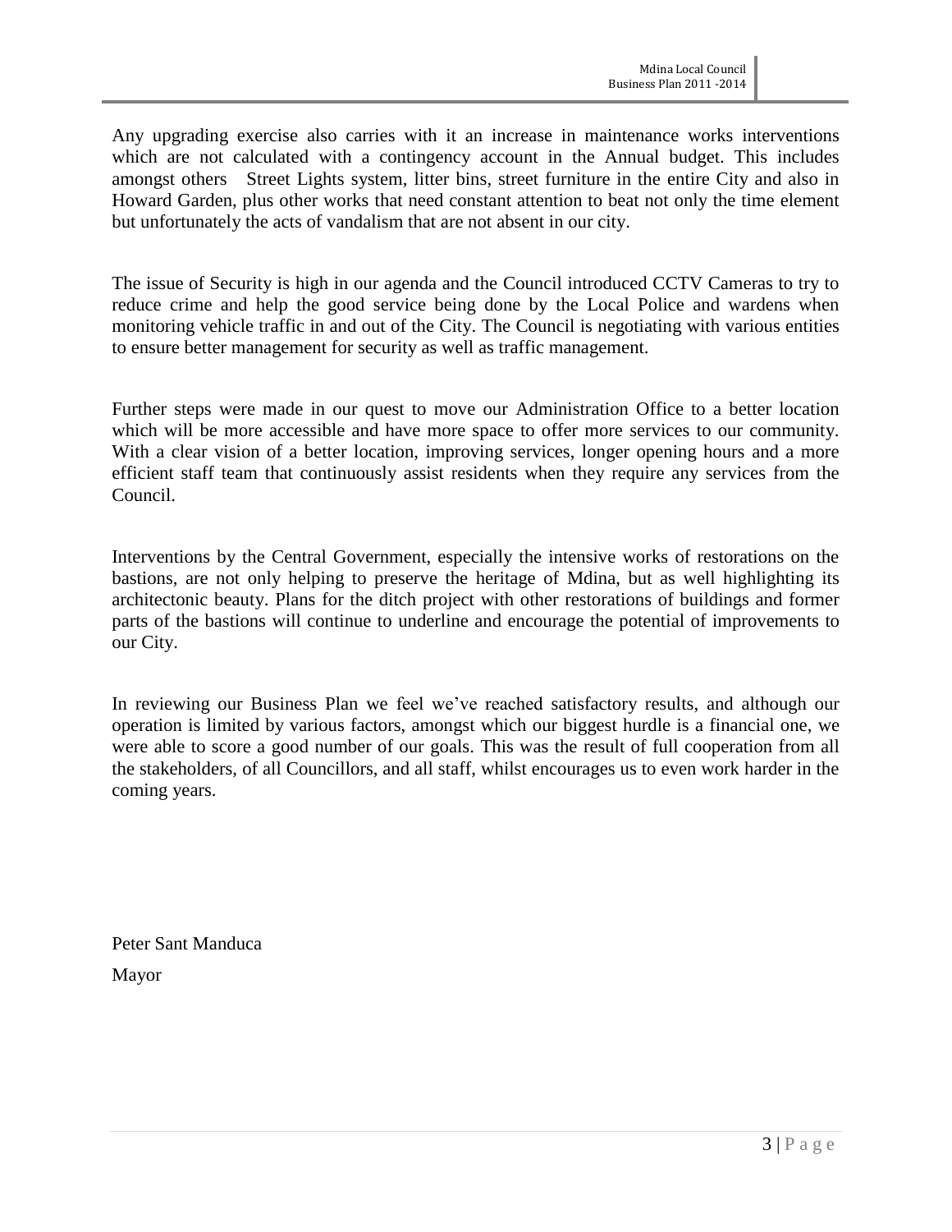Any upgrading exercise also carries with it an increase in maintenance works interventions which are not calculated with a contingency account in the Annual budget. This includes amongst others Street Lights system, litter bins, street furniture in the entire City and also in Howard Garden, plus other works that need constant attention to beat not only the time element but unfortunately the acts of vandalism that are not absent in our city.

The issue of Security is high in our agenda and the Council introduced CCTV Cameras to try to reduce crime and help the good service being done by the Local Police and wardens when monitoring vehicle traffic in and out of the City. The Council is negotiating with various entities to ensure better management for security as well as traffic management.

Further steps were made in our quest to move our Administration Office to a better location which will be more accessible and have more space to offer more services to our community. With a clear vision of a better location, improving services, longer opening hours and a more efficient staff team that continuously assist residents when they require any services from the Council.

Interventions by the Central Government, especially the intensive works of restorations on the bastions, are not only helping to preserve the heritage of Mdina, but as well highlighting its architectonic beauty. Plans for the ditch project with other restorations of buildings and former parts of the bastions will continue to underline and encourage the potential of improvements to our City.

In reviewing our Business Plan we feel we've reached satisfactory results, and although our operation is limited by various factors, amongst which our biggest hurdle is a financial one, we were able to score a good number of our goals. This was the result of full cooperation from all the stakeholders, of all Councillors, and all staff, whilst encourages us to even work harder in the coming years.

Peter Sant Manduca

Mayor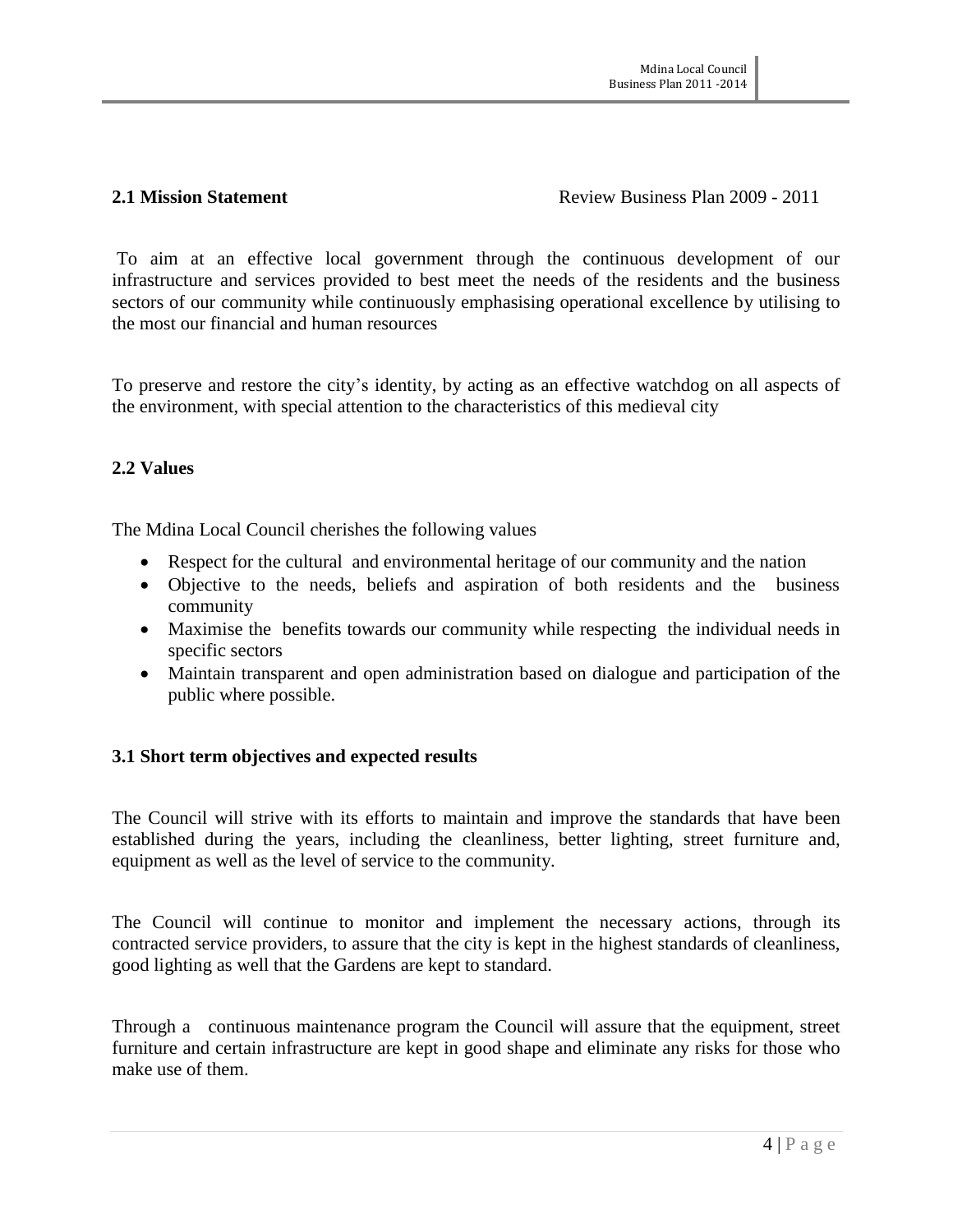## 2.1 Mission Statement

Review Business Plan 2009 - 2011

To aim at an effective local government through the continuous development of our infrastructure and services provided to best meet the needs of the residents and the business sectors of our community while continuously emphasising operational excellence by utilising to the most our financial and human resources

To preserve and restore the city's identity, by acting as an effective watchdog on all aspects of the environment, with special attention to the characteristics of this medieval city

## 2.2 Values

The Mdina Local Council cherishes the following values

- Respect for the cultural and environmental heritage of our community and the nation
- Objective to the needs, beliefs and aspiration of both residents and the business community
- Maximise the benefits towards our community while respecting the individual needs in specific sectors
- Maintain transparent and open administration based on dialogue and participation of the public where possible.

## 3.1 Short term objectives and expected results

The Council will strive with its efforts to maintain and improve the standards that have been established during the years, including the cleanliness, better lighting, street furniture and, equipment as well as the level of service to the community.

The Council will continue to monitor and implement the necessary actions, through its contracted service providers, to assure that the city is kept in the highest standards of cleanliness, good lighting as well that the Gardens are kept to standard.

Through a continuous maintenance program the Council will assure that the equipment, street furniture and certain infrastructure are kept in good shape and eliminate any risks for those who make use of them.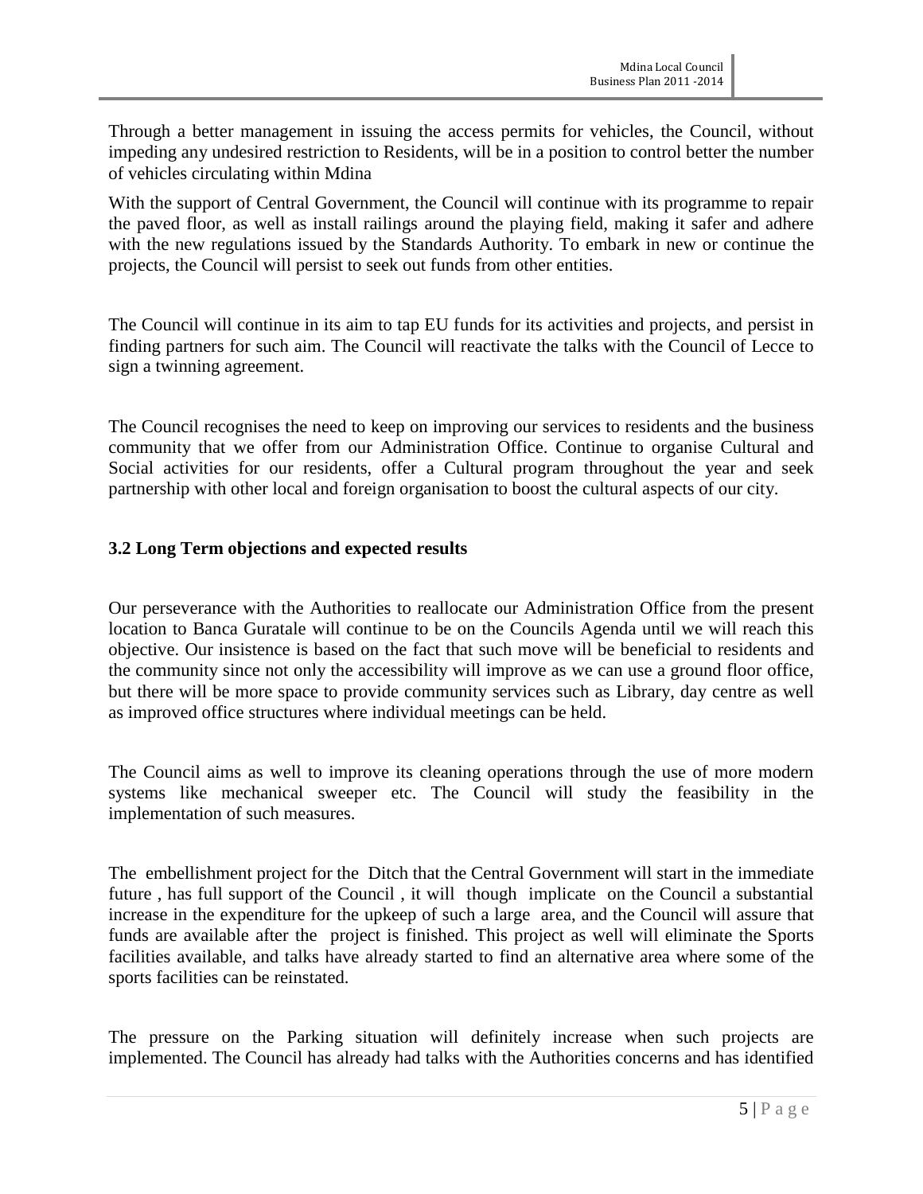Through a better management in issuing the access permits for vehicles, the Council, without impeding any undesired restriction to Residents, will be in a position to control better the number of vehicles circulating within Mdina

With the support of Central Government, the Council will continue with its programme to repair the paved floor, as well as install railings around the playing field, making it safer and adhere with the new regulations issued by the Standards Authority. To embark in new or continue the projects, the Council will persist to seek out funds from other entities.

The Council will continue in its aim to tap EU funds for its activities and projects, and persist in finding partners for such aim. The Council will reactivate the talks with the Council of Lecce to sign a twinning agreement.

The Council recognises the need to keep on improving our services to residents and the business community that we offer from our Administration Office. Continue to organise Cultural and Social activities for our residents, offer a Cultural program throughout the year and seek partnership with other local and foreign organisation to boost the cultural aspects of our city.

### 3.2 Long Term objections and expected results

Our perseverance with the Authorities to reallocate our Administration Office from the present location to Banca Guratale will continue to be on the Councils Agenda until we will reach this objective. Our insistence is based on the fact that such move will be beneficial to residents and the community since not only the accessibility will improve as we can use a ground floor office, but there will be more space to provide community services such as Library, day centre as well as improved office structures where individual meetings can be held.

The Council aims as well to improve its cleaning operations through the use of more modern systems like mechanical sweeper etc. The Council will study the feasibility in the implementation of such measures.

The embellishment project for the Ditch that the Central Government will start in the immediate future , has full support of the Council , it will though implicate on the Council a substantial increase in the expenditure for the upkeep of such a large area, and the Council will assure that funds are available after the project is finished. This project as well will eliminate the Sports facilities available, and talks have already started to find an alternative area where some of the sports facilities can be reinstated.

The pressure on the Parking situation will definitely increase when such projects are implemented. The Council has already had talks with the Authorities concerns and has identified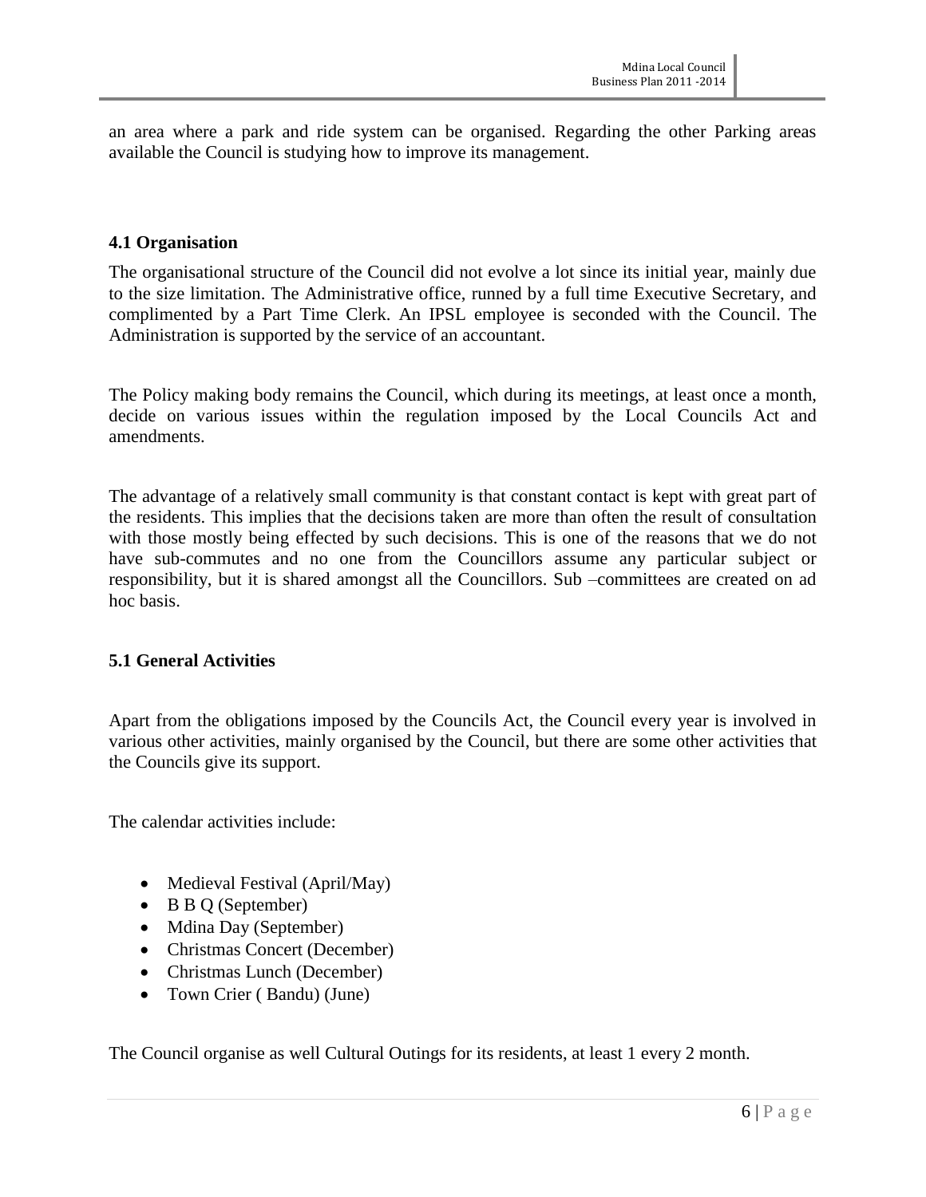an area where a park and ride system can be organised. Regarding the other Parking areas available the Council is studying how to improve its management.

### 4.1 Organisation

The organisational structure of the Council did not evolve a lot since its initial year, mainly due to the size limitation. The Administrative office, runned by a full time Executive Secretary, and complimented by a Part Time Clerk. An IPSL employee is seconded with the Council. The Administration is supported by the service of an accountant.

The Policy making body remains the Council, which during its meetings, at least once a month, decide on various issues within the regulation imposed by the Local Councils Act and amendments.

The advantage of a relatively small community is that constant contact is kept with great part of the residents. This implies that the decisions taken are more than often the result of consultation with those mostly being effected by such decisions. This is one of the reasons that we do not have sub-commutes and no one from the Councillors assume any particular subject or responsibility, but it is shared amongst all the Councillors. Sub –committees are created on ad hoc basis.

### 5.1 General Activities

Apart from the obligations imposed by the Councils Act, the Council every year is involved in various other activities, mainly organised by the Council, but there are some other activities that the Councils give its support.

The calendar activities include:

- Medieval Festival (April/May)
- B B Q (September)
- Mdina Day (September)
- Christmas Concert (December)
- Christmas Lunch (December)
- Town Crier ( Bandu) (June)

The Council organise as well Cultural Outings for its residents, at least 1 every 2 month.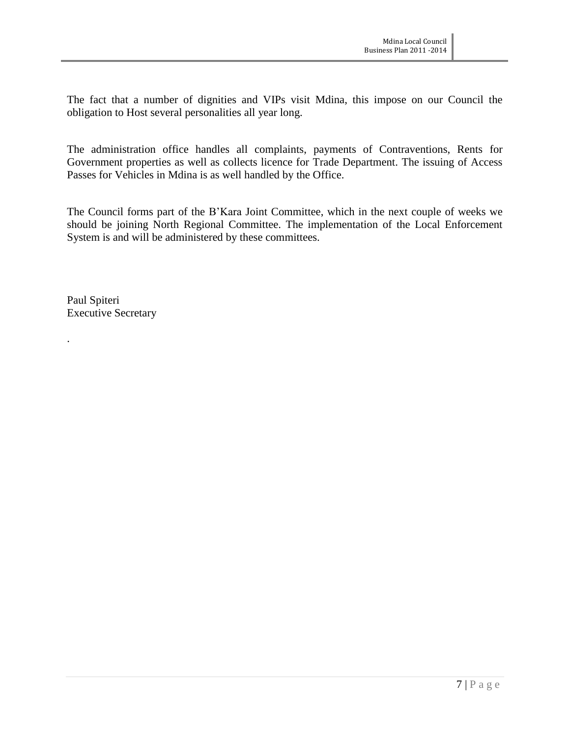The fact that a number of dignities and VIPs visit Mdina, this impose on our Council the obligation to Host several personalities all year long.

The administration office handles all complaints, payments of Contraventions, Rents for Government properties as well as collects licence for Trade Department. The issuing of Access Passes for Vehicles in Mdina is as well handled by the Office.

The Council forms part of the B'Kara Joint Committee, which in the next couple of weeks we should be joining North Regional Committee. The implementation of the Local Enforcement System is and will be administered by these committees.

Paul Spiteri
Executive Secretary

.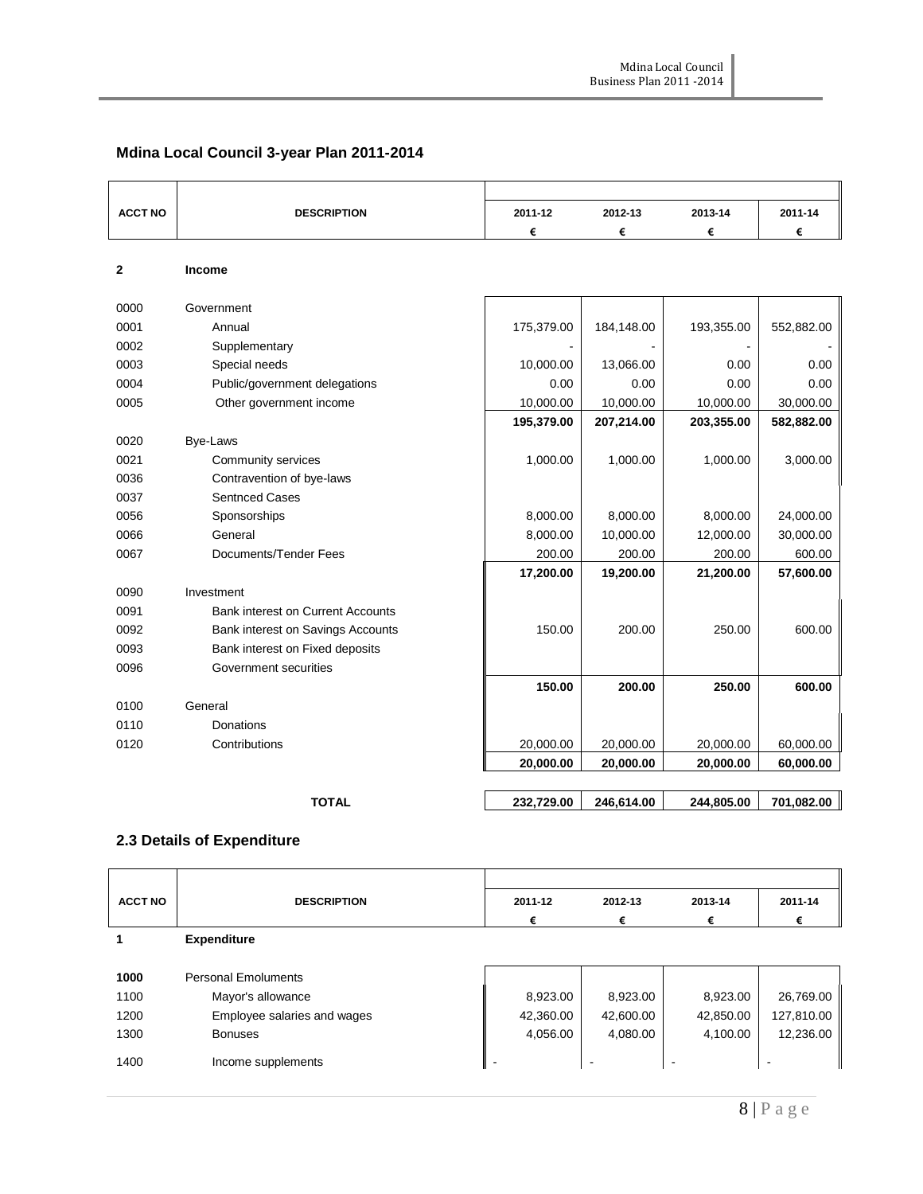## Mdina Local Council 3-year Plan 2011-2014

| ACCT NO | DESCRIPTION | 2011-12 € | 2012-13 € | 2013-14 € | 2011-14 € |
|---|---|---|---|---|---|
| **2** | **Income** | | | | |
| 0000 | Government | | | | |
| 0001 | Annual | 175,379.00 | 184,148.00 | 193,355.00 | 552,882.00 |
| 0002 | Supplementary | - | - | - | - |
| 0003 | Special needs | 10,000.00 | 13,066.00 | 0.00 | 0.00 |
| 0004 | Public/government delegations | 0.00 | 0.00 | 0.00 | 0.00 |
| 0005 | Other government income | 10,000.00 | 10,000.00 | 10,000.00 | 30,000.00 |
| | | **195,379.00** | **207,214.00** | **203,355.00** | **582,882.00** |
| 0020 | Bye-Laws | | | | |
| 0021 | Community services | 1,000.00 | 1,000.00 | 1,000.00 | 3,000.00 |
| 0036 | Contravention of bye-laws | | | | |
| 0037 | Sentnced Cases | | | | |
| 0056 | Sponsorships | 8,000.00 | 8,000.00 | 8,000.00 | 24,000.00 |
| 0066 | General | 8,000.00 | 10,000.00 | 12,000.00 | 30,000.00 |
| 0067 | Documents/Tender Fees | 200.00 | 200.00 | 200.00 | 600.00 |
| | | **17,200.00** | **19,200.00** | **21,200.00** | **57,600.00** |
| 0090 | Investment | | | | |
| 0091 | Bank interest on Current Accounts | | | | |
| 0092 | Bank interest on Savings Accounts | 150.00 | 200.00 | 250.00 | 600.00 |
| 0093 | Bank interest on Fixed deposits | | | | |
| 0096 | Government securities | | | | |
| | | **150.00** | **200.00** | **250.00** | **600.00** |
| 0100 | General | | | | |
| 0110 | Donations | | | | |
| 0120 | Contributions | 20,000.00 | 20,000.00 | 20,000.00 | 60,000.00 |
| | | **20,000.00** | **20,000.00** | **20,000.00** | **60,000.00** |
| | **TOTAL** | **232,729.00** | **246,614.00** | **244,805.00** | **701,082.00** |

## 2.3 Details of Expenditure

| ACCT NO | DESCRIPTION | 2011-12 € | 2012-13 € | 2013-14 € | 2011-14 € |
|---|---|---|---|---|---|
| **1** | **Expenditure** | | | | |
| **1000** | Personal Emoluments | | | | |
| 1100 | Mayor's allowance | 8,923.00 | 8,923.00 | 8,923.00 | 26,769.00 |
| 1200 | Employee salaries and wages | 42,360.00 | 42,600.00 | 42,850.00 | 127,810.00 |
| 1300 | Bonuses | 4,056.00 | 4,080.00 | 4,100.00 | 12,236.00 |
| 1400 | Income supplements | - | - | - | - |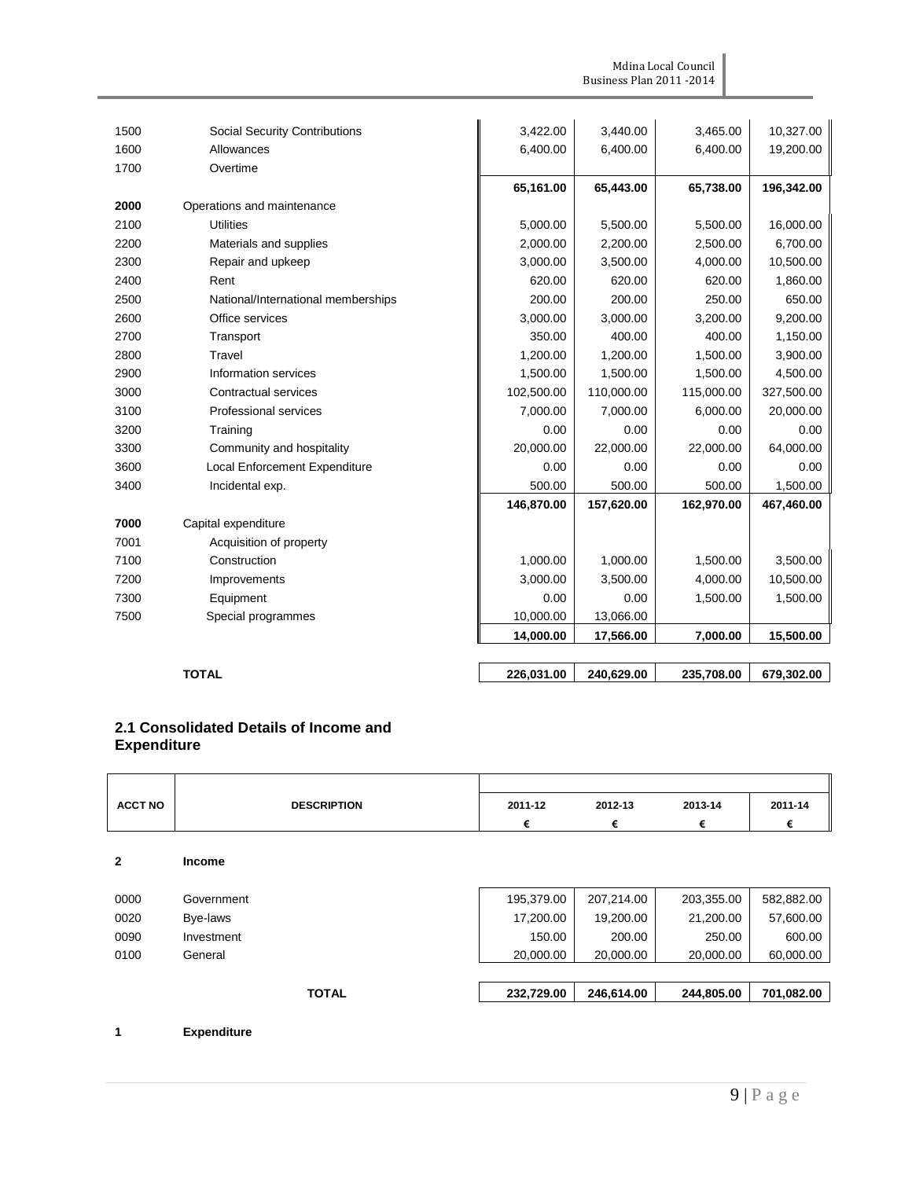| | | | | | |
|---|---|---|---|---|---|
| 1500 | Social Security Contributions | 3,422.00 | 3,440.00 | 3,465.00 | 10,327.00 |
| 1600 | Allowances | 6,400.00 | 6,400.00 | 6,400.00 | 19,200.00 |
| 1700 | Overtime | | | | |
| | | **65,161.00** | **65,443.00** | **65,738.00** | **196,342.00** |
| **2000** | Operations and maintenance | | | | |
| 2100 | Utilities | 5,000.00 | 5,500.00 | 5,500.00 | 16,000.00 |
| 2200 | Materials and supplies | 2,000.00 | 2,200.00 | 2,500.00 | 6,700.00 |
| 2300 | Repair and upkeep | 3,000.00 | 3,500.00 | 4,000.00 | 10,500.00 |
| 2400 | Rent | 620.00 | 620.00 | 620.00 | 1,860.00 |
| 2500 | National/International memberships | 200.00 | 200.00 | 250.00 | 650.00 |
| 2600 | Office services | 3,000.00 | 3,000.00 | 3,200.00 | 9,200.00 |
| 2700 | Transport | 350.00 | 400.00 | 400.00 | 1,150.00 |
| 2800 | Travel | 1,200.00 | 1,200.00 | 1,500.00 | 3,900.00 |
| 2900 | Information services | 1,500.00 | 1,500.00 | 1,500.00 | 4,500.00 |
| 3000 | Contractual services | 102,500.00 | 110,000.00 | 115,000.00 | 327,500.00 |
| 3100 | Professional services | 7,000.00 | 7,000.00 | 6,000.00 | 20,000.00 |
| 3200 | Training | 0.00 | 0.00 | 0.00 | 0.00 |
| 3300 | Community and hospitality | 20,000.00 | 22,000.00 | 22,000.00 | 64,000.00 |
| 3600 | Local Enforcement Expenditure | 0.00 | 0.00 | 0.00 | 0.00 |
| 3400 | Incidental exp. | 500.00 | 500.00 | 500.00 | 1,500.00 |
| | | **146,870.00** | **157,620.00** | **162,970.00** | **467,460.00** |
| **7000** | Capital expenditure | | | | |
| 7001 | Acquisition of property | | | | |
| 7100 | Construction | 1,000.00 | 1,000.00 | 1,500.00 | 3,500.00 |
| 7200 | Improvements | 3,000.00 | 3,500.00 | 4,000.00 | 10,500.00 |
| 7300 | Equipment | 0.00 | 0.00 | 1,500.00 | 1,500.00 |
| 7500 | Special programmes | 10,000.00 | 13,066.00 | | |
| | | **14,000.00** | **17,566.00** | **7,000.00** | **15,500.00** |
| | **TOTAL** | **226,031.00** | **240,629.00** | **235,708.00** | **679,302.00** |

## 2.1 Consolidated Details of Income and Expenditure

| ACCT NO | DESCRIPTION | 2011-12<br>€ | 2012-13<br>€ | 2013-14<br>€ | 2011-14<br>€ |
|---|---|---|---|---|---|
| **2** | **Income** | | | | |
| 0000 | Government | 195,379.00 | 207,214.00 | 203,355.00 | 582,882.00 |
| 0020 | Bye-laws | 17,200.00 | 19,200.00 | 21,200.00 | 57,600.00 |
| 0090 | Investment | 150.00 | 200.00 | 250.00 | 600.00 |
| 0100 | General | 20,000.00 | 20,000.00 | 20,000.00 | 60,000.00 |
| | **TOTAL** | **232,729.00** | **246,614.00** | **244,805.00** | **701,082.00** |
| **1** | **Expenditure** | | | | |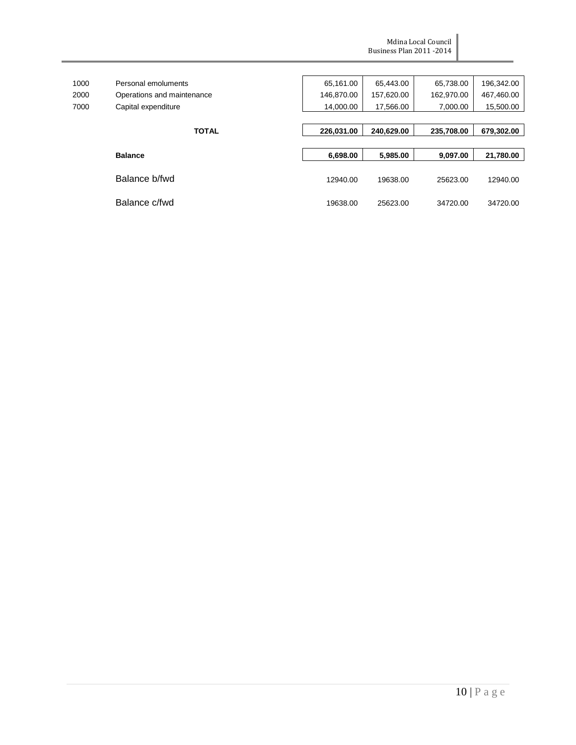| | | | | | |
|---|---|---|---|---|---|
| 1000 | Personal emoluments | 65,161.00 | 65,443.00 | 65,738.00 | 196,342.00 |
| 2000 | Operations and maintenance | 146,870.00 | 157,620.00 | 162,970.00 | 467,460.00 |
| 7000 | Capital expenditure | 14,000.00 | 17,566.00 | 7,000.00 | 15,500.00 |
| | **TOTAL** | **226,031.00** | **240,629.00** | **235,708.00** | **679,302.00** |
| | **Balance** | **6,698.00** | **5,985.00** | **9,097.00** | **21,780.00** |
| | Balance b/fwd | 12940.00 | 19638.00 | 25623.00 | 12940.00 |
| | Balance c/fwd | 19638.00 | 25623.00 | 34720.00 | 34720.00 |